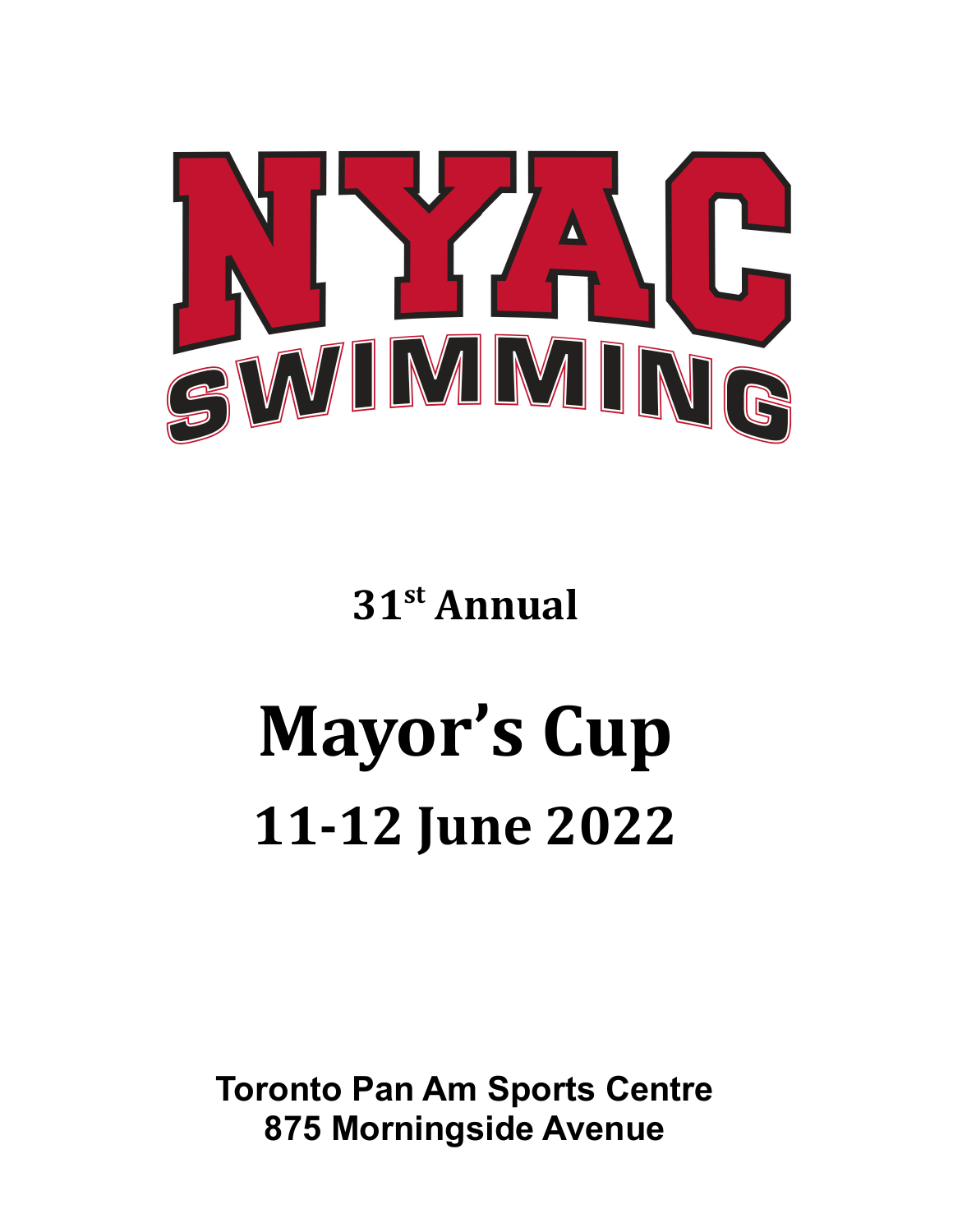# NYAC SWIMMING

**31st Annual**

# Mayor's Cup

## 11-12 June 2022

**Toronto Pan Am Sports Centre**
**875 Morningside Avenue**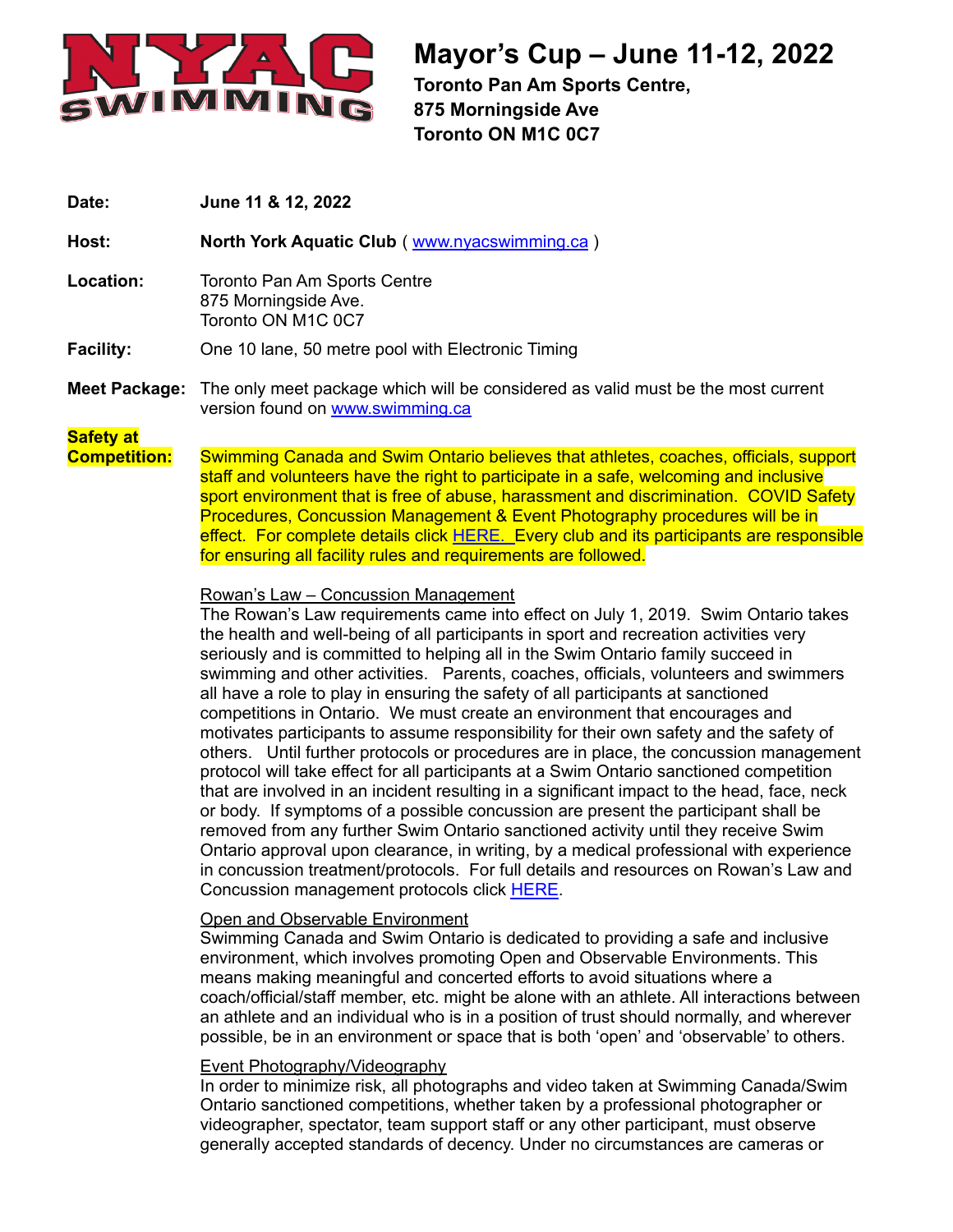# Mayor's Cup – June 11-12, 2022

**Toronto Pan Am Sports Centre,**
**875 Morningside Ave**
**Toronto ON M1C 0C7**

**Date:** **June 11 & 12, 2022**

**Host:** **North York Aquatic Club** ( www.nyacswimming.ca )

**Location:** Toronto Pan Am Sports Centre
875 Morningside Ave.
Toronto ON M1C 0C7

**Facility:** One 10 lane, 50 metre pool with Electronic Timing

**Meet Package:** The only meet package which will be considered as valid must be the most current version found on www.swimming.ca

**Safety at Competition:** Swimming Canada and Swim Ontario believes that athletes, coaches, officials, support staff and volunteers have the right to participate in a safe, welcoming and inclusive sport environment that is free of abuse, harassment and discrimination. COVID Safety Procedures, Concussion Management & Event Photography procedures will be in effect. For complete details click HERE. Every club and its participants are responsible for ensuring all facility rules and requirements are followed.

Rowan's Law – Concussion Management

The Rowan's Law requirements came into effect on July 1, 2019. Swim Ontario takes the health and well-being of all participants in sport and recreation activities very seriously and is committed to helping all in the Swim Ontario family succeed in swimming and other activities. Parents, coaches, officials, volunteers and swimmers all have a role to play in ensuring the safety of all participants at sanctioned competitions in Ontario. We must create an environment that encourages and motivates participants to assume responsibility for their own safety and the safety of others. Until further protocols or procedures are in place, the concussion management protocol will take effect for all participants at a Swim Ontario sanctioned competition that are involved in an incident resulting in a significant impact to the head, face, neck or body. If symptoms of a possible concussion are present the participant shall be removed from any further Swim Ontario sanctioned activity until they receive Swim Ontario approval upon clearance, in writing, by a medical professional with experience in concussion treatment/protocols. For full details and resources on Rowan's Law and Concussion management protocols click HERE.

Open and Observable Environment

Swimming Canada and Swim Ontario is dedicated to providing a safe and inclusive environment, which involves promoting Open and Observable Environments. This means making meaningful and concerted efforts to avoid situations where a coach/official/staff member, etc. might be alone with an athlete. All interactions between an athlete and an individual who is in a position of trust should normally, and wherever possible, be in an environment or space that is both 'open' and 'observable' to others.

Event Photography/Videography

In order to minimize risk, all photographs and video taken at Swimming Canada/Swim Ontario sanctioned competitions, whether taken by a professional photographer or videographer, spectator, team support staff or any other participant, must observe generally accepted standards of decency. Under no circumstances are cameras or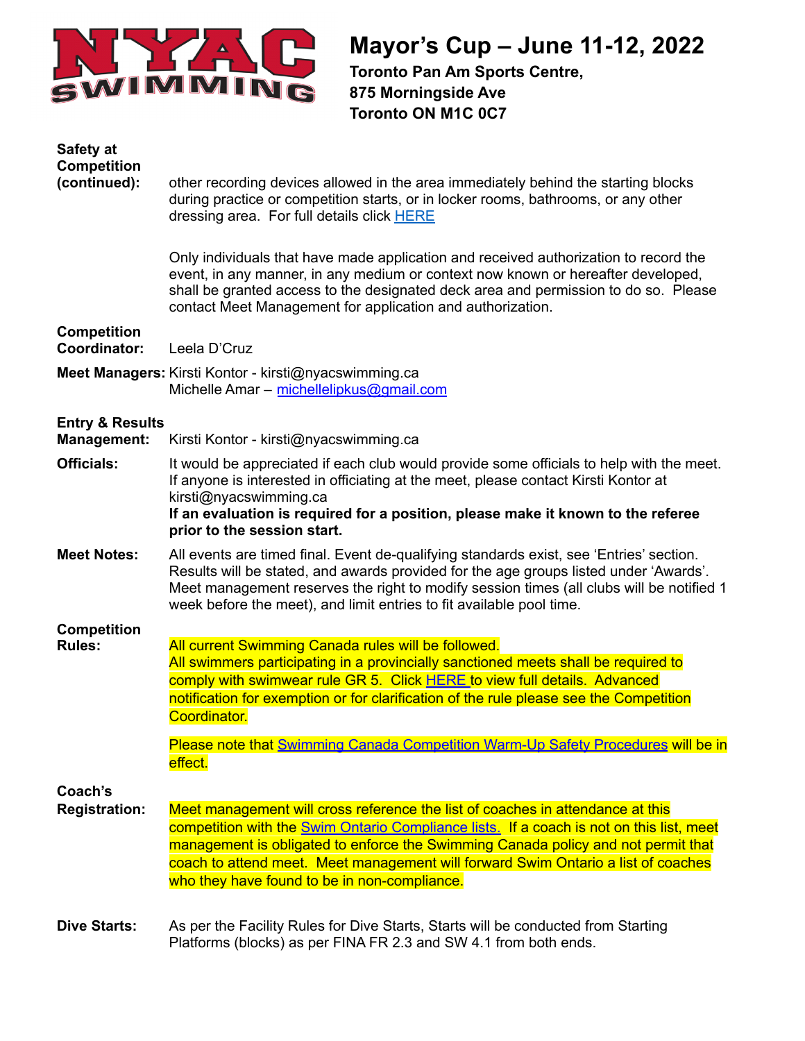# Mayor's Cup – June 11-12, 2022

**Toronto Pan Am Sports Centre,**
**875 Morningside Ave**
**Toronto ON M1C 0C7**

**Safety at Competition (continued):** other recording devices allowed in the area immediately behind the starting blocks during practice or competition starts, or in locker rooms, bathrooms, or any other dressing area. For full details click HERE

Only individuals that have made application and received authorization to record the event, in any manner, in any medium or context now known or hereafter developed, shall be granted access to the designated deck area and permission to do so. Please contact Meet Management for application and authorization.

**Competition Coordinator:** Leela D'Cruz

**Meet Managers:** Kirsti Kontor - kirsti@nyacswimming.ca
Michelle Amar – michellelipkus@gmail.com

**Entry & Results Management:** Kirsti Kontor - kirsti@nyacswimming.ca

**Officials:** It would be appreciated if each club would provide some officials to help with the meet. If anyone is interested in officiating at the meet, please contact Kirsti Kontor at kirsti@nyacswimming.ca
**If an evaluation is required for a position, please make it known to the referee prior to the session start.**

**Meet Notes:** All events are timed final. Event de-qualifying standards exist, see 'Entries' section. Results will be stated, and awards provided for the age groups listed under 'Awards'. Meet management reserves the right to modify session times (all clubs will be notified 1 week before the meet), and limit entries to fit available pool time.

**Competition Rules:** All current Swimming Canada rules will be followed.
All swimmers participating in a provincially sanctioned meets shall be required to comply with swimwear rule GR 5. Click HERE to view full details. Advanced notification for exemption or for clarification of the rule please see the Competition Coordinator.

Please note that Swimming Canada Competition Warm-Up Safety Procedures will be in effect.

**Coach's Registration:** Meet management will cross reference the list of coaches in attendance at this competition with the Swim Ontario Compliance lists. If a coach is not on this list, meet management is obligated to enforce the Swimming Canada policy and not permit that coach to attend meet. Meet management will forward Swim Ontario a list of coaches who they have found to be in non-compliance.

**Dive Starts:** As per the Facility Rules for Dive Starts, Starts will be conducted from Starting Platforms (blocks) as per FINA FR 2.3 and SW 4.1 from both ends.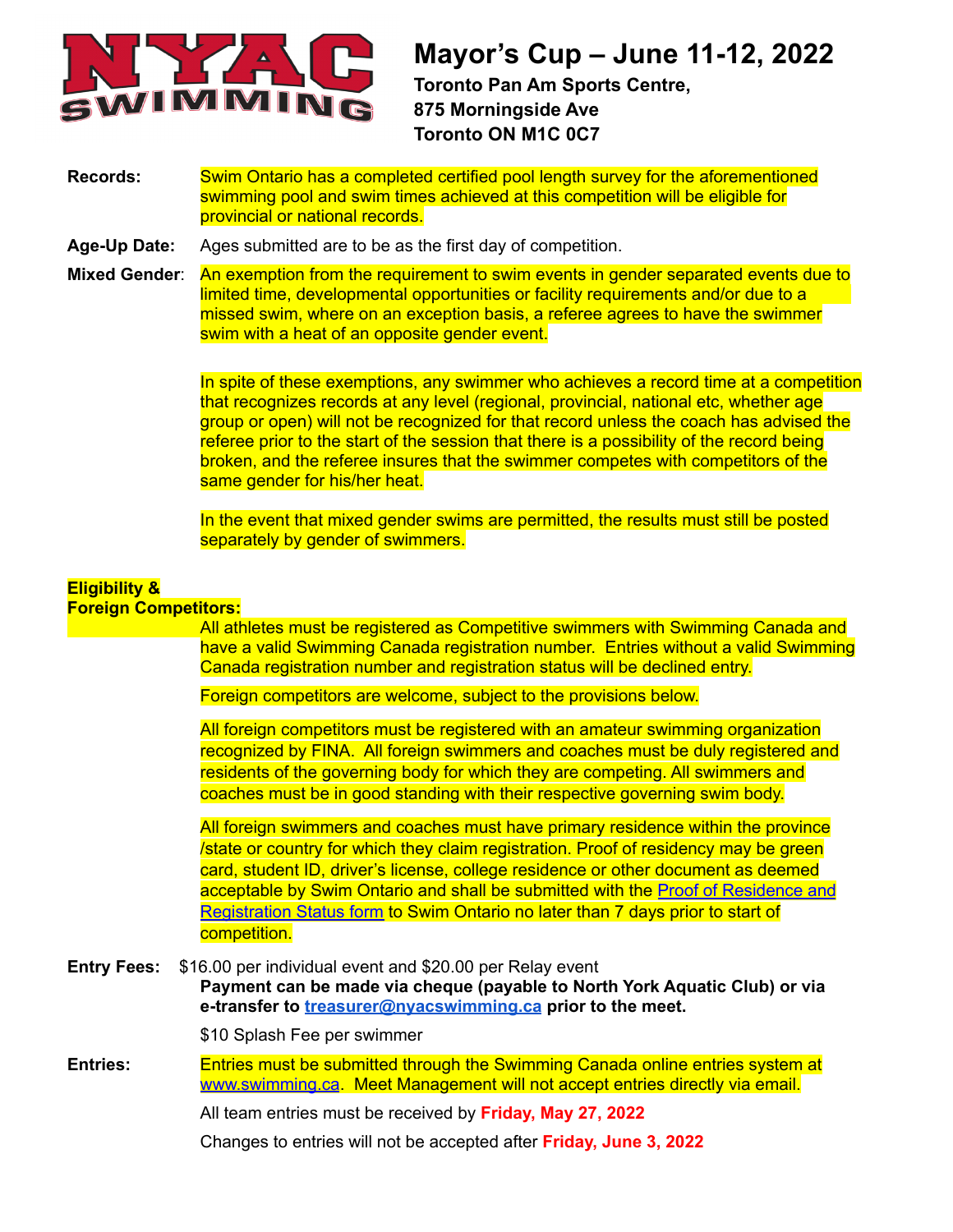**NYAC SWIMMING**

# Mayor's Cup – June 11-12, 2022

**Toronto Pan Am Sports Centre,**
**875 Morningside Ave**
**Toronto ON M1C 0C7**

**Records:** Swim Ontario has a completed certified pool length survey for the aforementioned swimming pool and swim times achieved at this competition will be eligible for provincial or national records.

**Age-Up Date:** Ages submitted are to be as the first day of competition.

**Mixed Gender:** An exemption from the requirement to swim events in gender separated events due to limited time, developmental opportunities or facility requirements and/or due to a missed swim, where on an exception basis, a referee agrees to have the swimmer swim with a heat of an opposite gender event.

In spite of these exemptions, any swimmer who achieves a record time at a competition that recognizes records at any level (regional, provincial, national etc, whether age group or open) will not be recognized for that record unless the coach has advised the referee prior to the start of the session that there is a possibility of the record being broken, and the referee insures that the swimmer competes with competitors of the same gender for his/her heat.

In the event that mixed gender swims are permitted, the results must still be posted separately by gender of swimmers.

**Eligibility & Foreign Competitors:**

All athletes must be registered as Competitive swimmers with Swimming Canada and have a valid Swimming Canada registration number. Entries without a valid Swimming Canada registration number and registration status will be declined entry.

Foreign competitors are welcome, subject to the provisions below.

All foreign competitors must be registered with an amateur swimming organization recognized by FINA. All foreign swimmers and coaches must be duly registered and residents of the governing body for which they are competing. All swimmers and coaches must be in good standing with their respective governing swim body.

All foreign swimmers and coaches must have primary residence within the province /state or country for which they claim registration. Proof of residency may be green card, student ID, driver's license, college residence or other document as deemed acceptable by Swim Ontario and shall be submitted with the Proof of Residence and Registration Status form to Swim Ontario no later than 7 days prior to start of competition.

**Entry Fees:** $16.00 per individual event and $20.00 per Relay event

**Payment can be made via cheque (payable to North York Aquatic Club) or via e-transfer to treasurer@nyacswimming.ca prior to the meet.**

$10 Splash Fee per swimmer

**Entries:** Entries must be submitted through the Swimming Canada online entries system at www.swimming.ca. Meet Management will not accept entries directly via email.

All team entries must be received by **Friday, May 27, 2022**

Changes to entries will not be accepted after **Friday, June 3, 2022**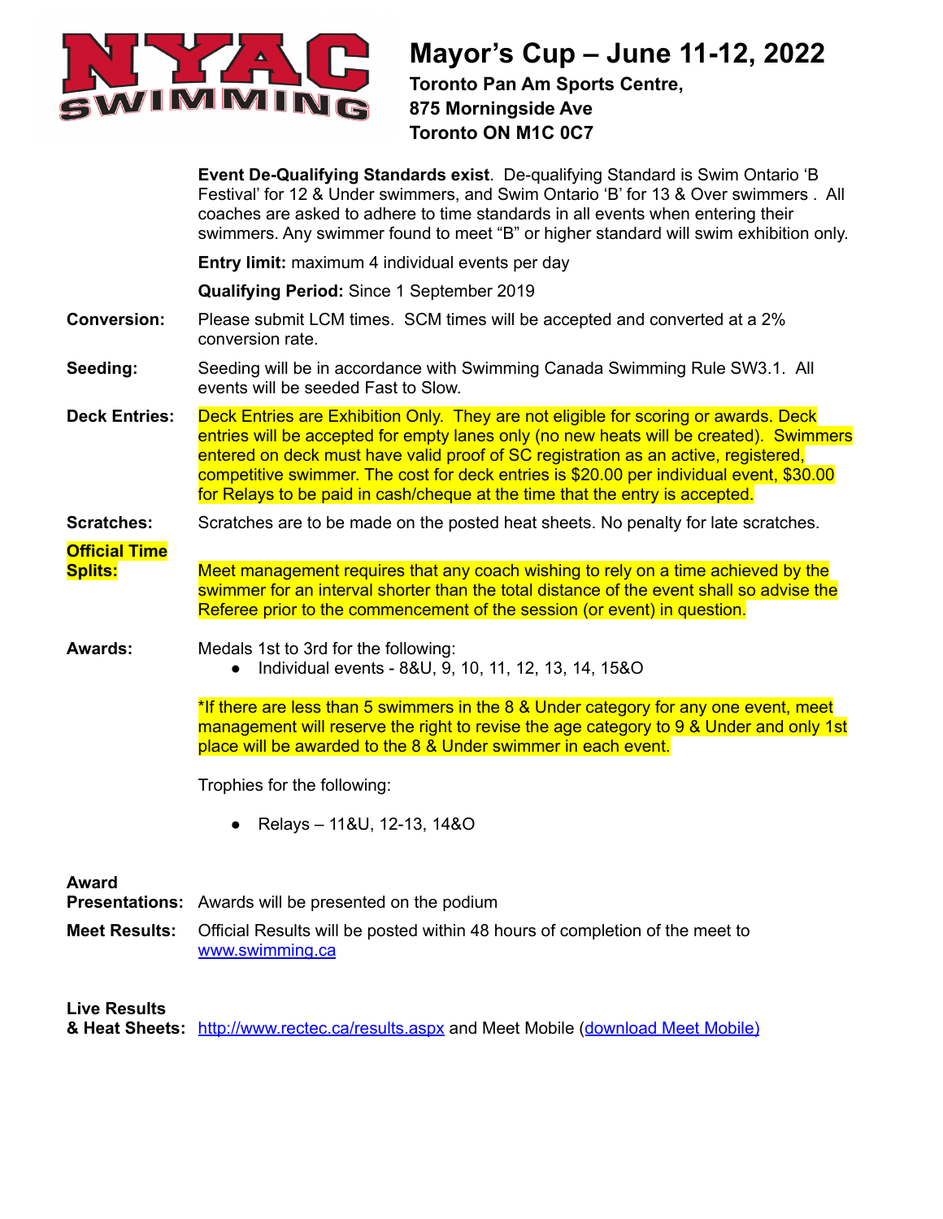# Mayor's Cup – June 11-12, 2022

**Toronto Pan Am Sports Centre,**
**875 Morningside Ave**
**Toronto ON M1C 0C7**

**Event De-Qualifying Standards exist**. De-qualifying Standard is Swim Ontario 'B Festival' for 12 & Under swimmers, and Swim Ontario 'B' for 13 & Over swimmers . All coaches are asked to adhere to time standards in all events when entering their swimmers. Any swimmer found to meet "B" or higher standard will swim exhibition only.

**Entry limit:** maximum 4 individual events per day

**Qualifying Period:** Since 1 September 2019

**Conversion:** Please submit LCM times. SCM times will be accepted and converted at a 2% conversion rate.

**Seeding:** Seeding will be in accordance with Swimming Canada Swimming Rule SW3.1. All events will be seeded Fast to Slow.

**Deck Entries:** Deck Entries are Exhibition Only. They are not eligible for scoring or awards. Deck entries will be accepted for empty lanes only (no new heats will be created). Swimmers entered on deck must have valid proof of SC registration as an active, registered, competitive swimmer. The cost for deck entries is $20.00 per individual event, $30.00 for Relays to be paid in cash/cheque at the time that the entry is accepted.

**Scratches:** Scratches are to be made on the posted heat sheets. No penalty for late scratches.

**Official Time Splits:** Meet management requires that any coach wishing to rely on a time achieved by the swimmer for an interval shorter than the total distance of the event shall so advise the Referee prior to the commencement of the session (or event) in question.

**Awards:** Medals 1st to 3rd for the following:

- Individual events - 8&U, 9, 10, 11, 12, 13, 14, 15&O

*If there are less than 5 swimmers in the 8 & Under category for any one event, meet management will reserve the right to revise the age category to 9 & Under and only 1st place will be awarded to the 8 & Under swimmer in each event.

Trophies for the following:

- Relays – 11&U, 12-13, 14&O

**Award Presentations:** Awards will be presented on the podium

**Meet Results:** Official Results will be posted within 48 hours of completion of the meet to www.swimming.ca

**Live Results & Heat Sheets:** http://www.rectec.ca/results.aspx and Meet Mobile (download Meet Mobile)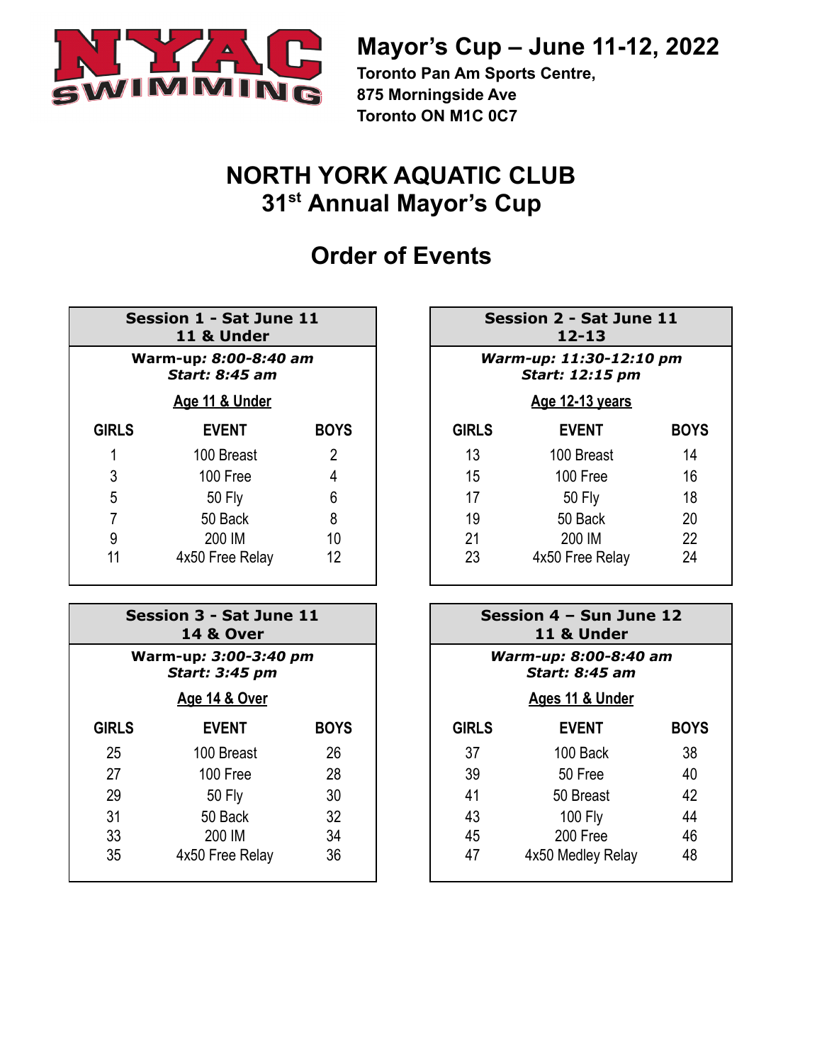NYAC SWIMMING

# Mayor's Cup – June 11-12, 2022

**Toronto Pan Am Sports Centre,**
**875 Morningside Ave**
**Toronto ON M1C 0C7**

# NORTH YORK AQUATIC CLUB
# 31st Annual Mayor's Cup

## Order of Events

### Session 1 - Sat June 11
### 11 & Under

***Warm-up: 8:00-8:40 am***
***Start: 8:45 am***

**Age 11 & Under**

| GIRLS | EVENT | BOYS |
|---|---|---|
| 1 | 100 Breast | 2 |
| 3 | 100 Free | 4 |
| 5 | 50 Fly | 6 |
| 7 | 50 Back | 8 |
| 9 | 200 IM | 10 |
| 11 | 4x50 Free Relay | 12 |

### Session 2 - Sat June 11
### 12-13

***Warm-up: 11:30-12:10 pm***
***Start: 12:15 pm***

**Age 12-13 years**

| GIRLS | EVENT | BOYS |
|---|---|---|
| 13 | 100 Breast | 14 |
| 15 | 100 Free | 16 |
| 17 | 50 Fly | 18 |
| 19 | 50 Back | 20 |
| 21 | 200 IM | 22 |
| 23 | 4x50 Free Relay | 24 |

### Session 3 - Sat June 11
### 14 & Over

***Warm-up: 3:00-3:40 pm***
***Start: 3:45 pm***

**Age 14 & Over**

| GIRLS | EVENT | BOYS |
|---|---|---|
| 25 | 100 Breast | 26 |
| 27 | 100 Free | 28 |
| 29 | 50 Fly | 30 |
| 31 | 50 Back | 32 |
| 33 | 200 IM | 34 |
| 35 | 4x50 Free Relay | 36 |

### Session 4 – Sun June 12
### 11 & Under

***Warm-up: 8:00-8:40 am***
***Start: 8:45 am***

**Ages 11 & Under**

| GIRLS | EVENT | BOYS |
|---|---|---|
| 37 | 100 Back | 38 |
| 39 | 50 Free | 40 |
| 41 | 50 Breast | 42 |
| 43 | 100 Fly | 44 |
| 45 | 200 Free | 46 |
| 47 | 4x50 Medley Relay | 48 |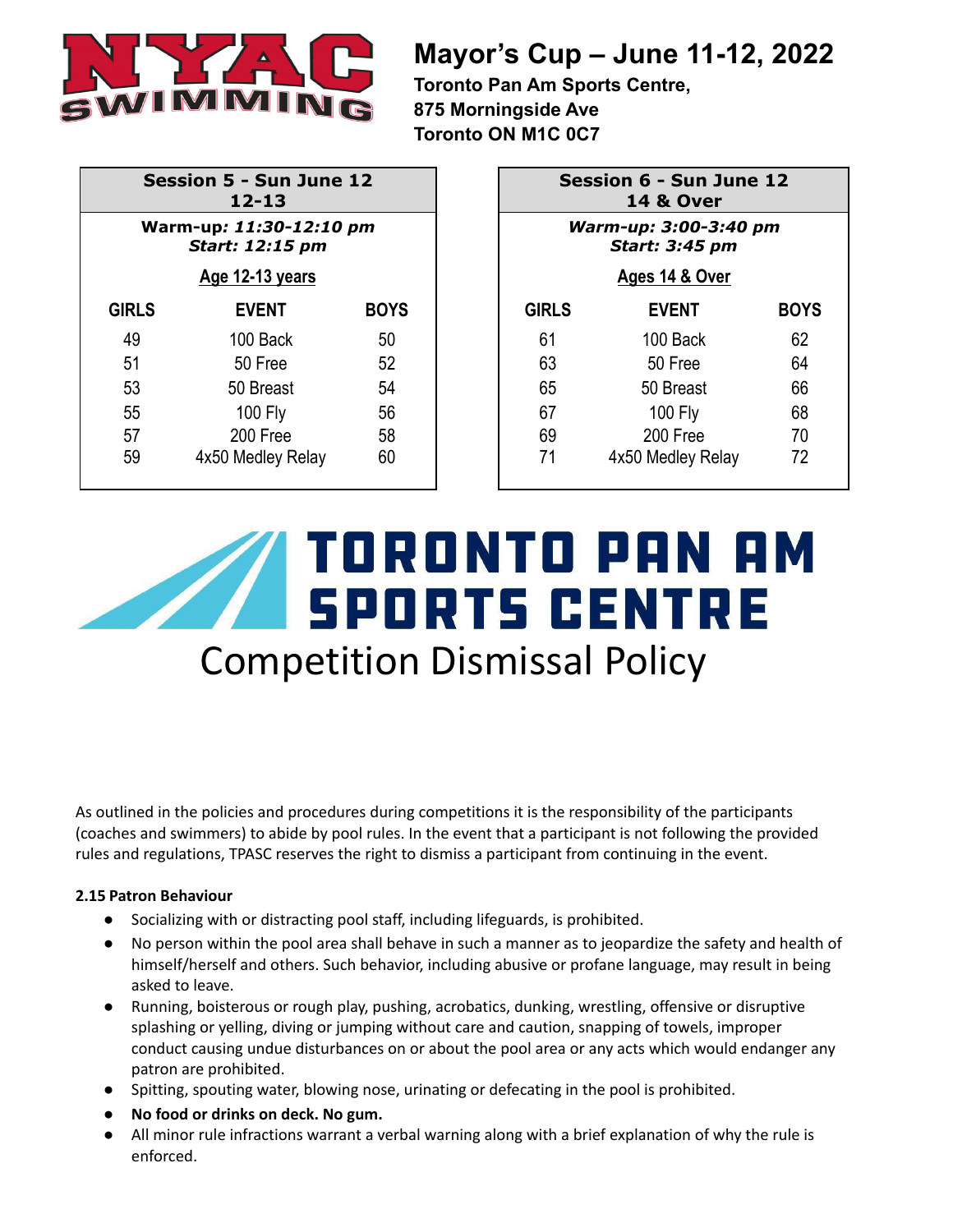# Mayor's Cup – June 11-12, 2022

**Toronto Pan Am Sports Centre,**
**875 Morningside Ave**
**Toronto ON M1C 0C7**

| Session 5 - Sun June 12 12-13 | | |
|---|---|---|
| Warm-up: *11:30-12:10 pm* | | |
| *Start: 12:15 pm* | | |
| Age 12-13 years | | |
| **GIRLS** | **EVENT** | **BOYS** |
| 49 | 100 Back | 50 |
| 51 | 50 Free | 52 |
| 53 | 50 Breast | 54 |
| 55 | 100 Fly | 56 |
| 57 | 200 Free | 58 |
| 59 | 4x50 Medley Relay | 60 |

| Session 6 - Sun June 12 14 & Over | | |
|---|---|---|
| *Warm-up: 3:00-3:40 pm* | | |
| *Start: 3:45 pm* | | |
| Ages 14 & Over | | |
| **GIRLS** | **EVENT** | **BOYS** |
| 61 | 100 Back | 62 |
| 63 | 50 Free | 64 |
| 65 | 50 Breast | 66 |
| 67 | 100 Fly | 68 |
| 69 | 200 Free | 70 |
| 71 | 4x50 Medley Relay | 72 |

# TORONTO PAN AM SPORTS CENTRE

## Competition Dismissal Policy

As outlined in the policies and procedures during competitions it is the responsibility of the participants (coaches and swimmers) to abide by pool rules. In the event that a participant is not following the provided rules and regulations, TPASC reserves the right to dismiss a participant from continuing in the event.

**2.15 Patron Behaviour**

- Socializing with or distracting pool staff, including lifeguards, is prohibited.
- No person within the pool area shall behave in such a manner as to jeopardize the safety and health of himself/herself and others. Such behavior, including abusive or profane language, may result in being asked to leave.
- Running, boisterous or rough play, pushing, acrobatics, dunking, wrestling, offensive or disruptive splashing or yelling, diving or jumping without care and caution, snapping of towels, improper conduct causing undue disturbances on or about the pool area or any acts which would endanger any patron are prohibited.
- Spitting, spouting water, blowing nose, urinating or defecating in the pool is prohibited.
- **No food or drinks on deck. No gum.**
- All minor rule infractions warrant a verbal warning along with a brief explanation of why the rule is enforced.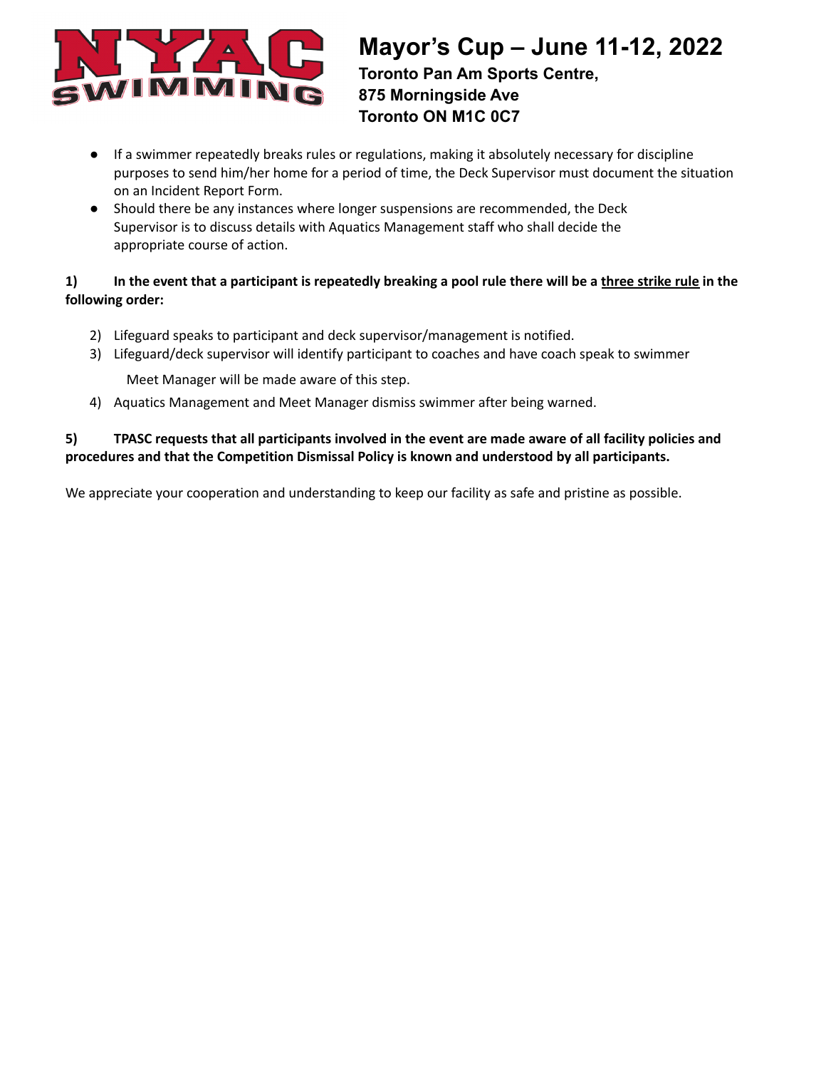- If a swimmer repeatedly breaks rules or regulations, making it absolutely necessary for discipline purposes to send him/her home for a period of time, the Deck Supervisor must document the situation on an Incident Report Form.
- Should there be any instances where longer suspensions are recommended, the Deck Supervisor is to discuss details with Aquatics Management staff who shall decide the appropriate course of action.

**1) In the event that a participant is repeatedly breaking a pool rule there will be a <u>three strike rule</u> in the following order:**

2) Lifeguard speaks to participant and deck supervisor/management is notified.
3) Lifeguard/deck supervisor will identify participant to coaches and have coach speak to swimmer

   Meet Manager will be made aware of this step.
4) Aquatics Management and Meet Manager dismiss swimmer after being warned.

**5) TPASC requests that all participants involved in the event are made aware of all facility policies and procedures and that the Competition Dismissal Policy is known and understood by all participants.**

We appreciate your cooperation and understanding to keep our facility as safe and pristine as possible.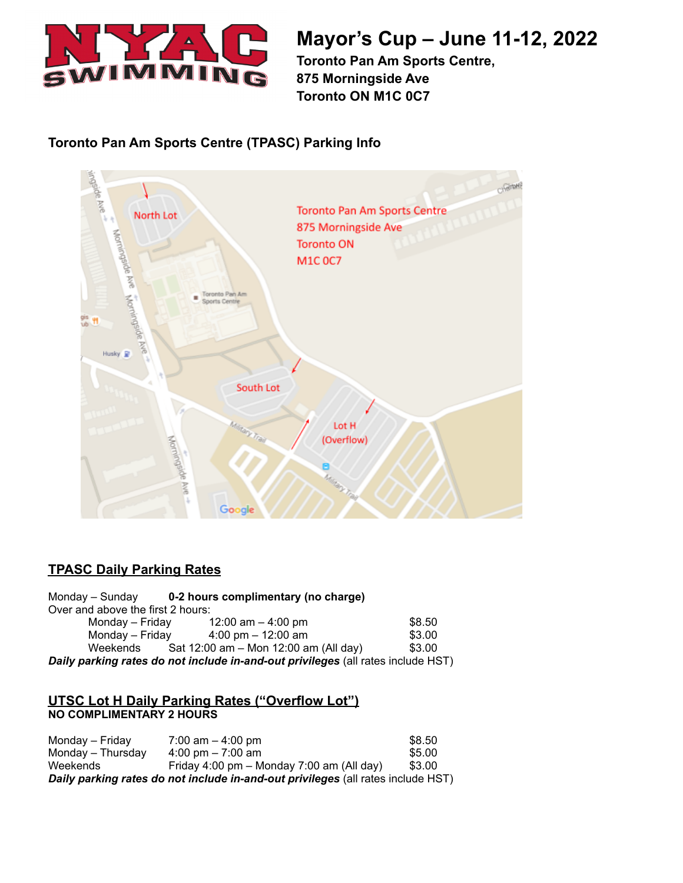NYAC SWIMMING

# Mayor's Cup – June 11-12, 2022

**Toronto Pan Am Sports Centre,**
**875 Morningside Ave**
**Toronto ON M1C 0C7**

### Toronto Pan Am Sports Centre (TPASC) Parking Info

North Lot

Toronto Pan Am Sports Centre
875 Morningside Ave
Toronto ON
M1C 0C7

South Lot

Lot H
(Overflow)

Morningside Ave

Military Trail

## TPASC Daily Parking Rates

Monday – Sunday **0-2 hours complimentary (no charge)**
Over and above the first 2 hours:

| | | |
|---|---|---|
| Monday – Friday | 12:00 am – 4:00 pm | $8.50 |
| Monday – Friday | 4:00 pm – 12:00 am | $3.00 |
| Weekends | Sat 12:00 am – Mon 12:00 am (All day) | $3.00 |

***Daily parking rates do not include in-and-out privileges*** (all rates include HST)

## UTSC Lot H Daily Parking Rates ("Overflow Lot")

**NO COMPLIMENTARY 2 HOURS**

| | | |
|---|---|---|
| Monday – Friday | 7:00 am – 4:00 pm | $8.50 |
| Monday – Thursday | 4:00 pm – 7:00 am | $5.00 |
| Weekends | Friday 4:00 pm – Monday 7:00 am (All day) | $3.00 |

***Daily parking rates do not include in-and-out privileges*** (all rates include HST)